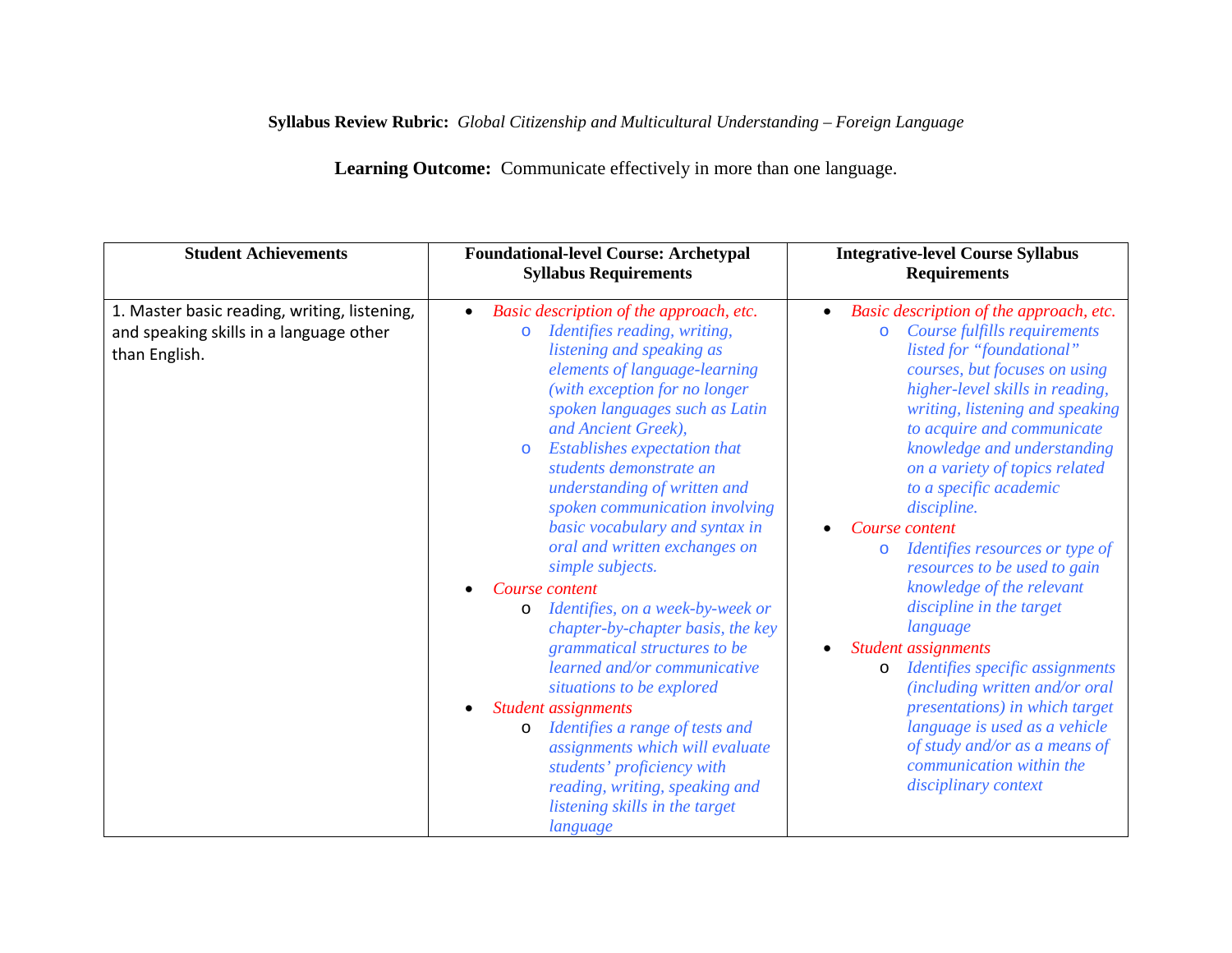**Syllabus Review Rubric:** *Global Citizenship and Multicultural Understanding – Foreign Language*

**Learning Outcome:** Communicate effectively in more than one language.

| Student Achievements | Foundational-level Course: Archetypal Syllabus Requirements | Integrative-level Course Syllabus Requirements |
| --- | --- | --- |
| 1. Master basic reading, writing, listening, and speaking skills in a language other than English. | • *Basic description of the approach, etc.*<br>  o *Identifies reading, writing, listening and speaking as elements of language-learning (with exception for no longer spoken languages such as Latin and Ancient Greek),*<br>  o *Establishes expectation that students demonstrate an understanding of written and spoken communication involving basic vocabulary and syntax in oral and written exchanges on simple subjects.*<br>• *Course content*<br>  o *Identifies, on a week-by-week or chapter-by-chapter basis, the key grammatical structures to be learned and/or communicative situations to be explored*<br>• *Student assignments*<br>  o *Identifies a range of tests and assignments which will evaluate students' proficiency with reading, writing, speaking and listening skills in the target language* | • *Basic description of the approach, etc.*<br>  o *Course fulfills requirements listed for "foundational" courses, but focuses on using higher-level skills in reading, writing, listening and speaking to acquire and communicate knowledge and understanding on a variety of topics related to a specific academic discipline.*<br>• *Course content*<br>  o *Identifies resources or type of resources to be used to gain knowledge of the relevant discipline in the target language*<br>• *Student assignments*<br>  o *Identifies specific assignments (including written and/or oral presentations) in which target language is used as a vehicle of study and/or as a means of communication within the disciplinary context* |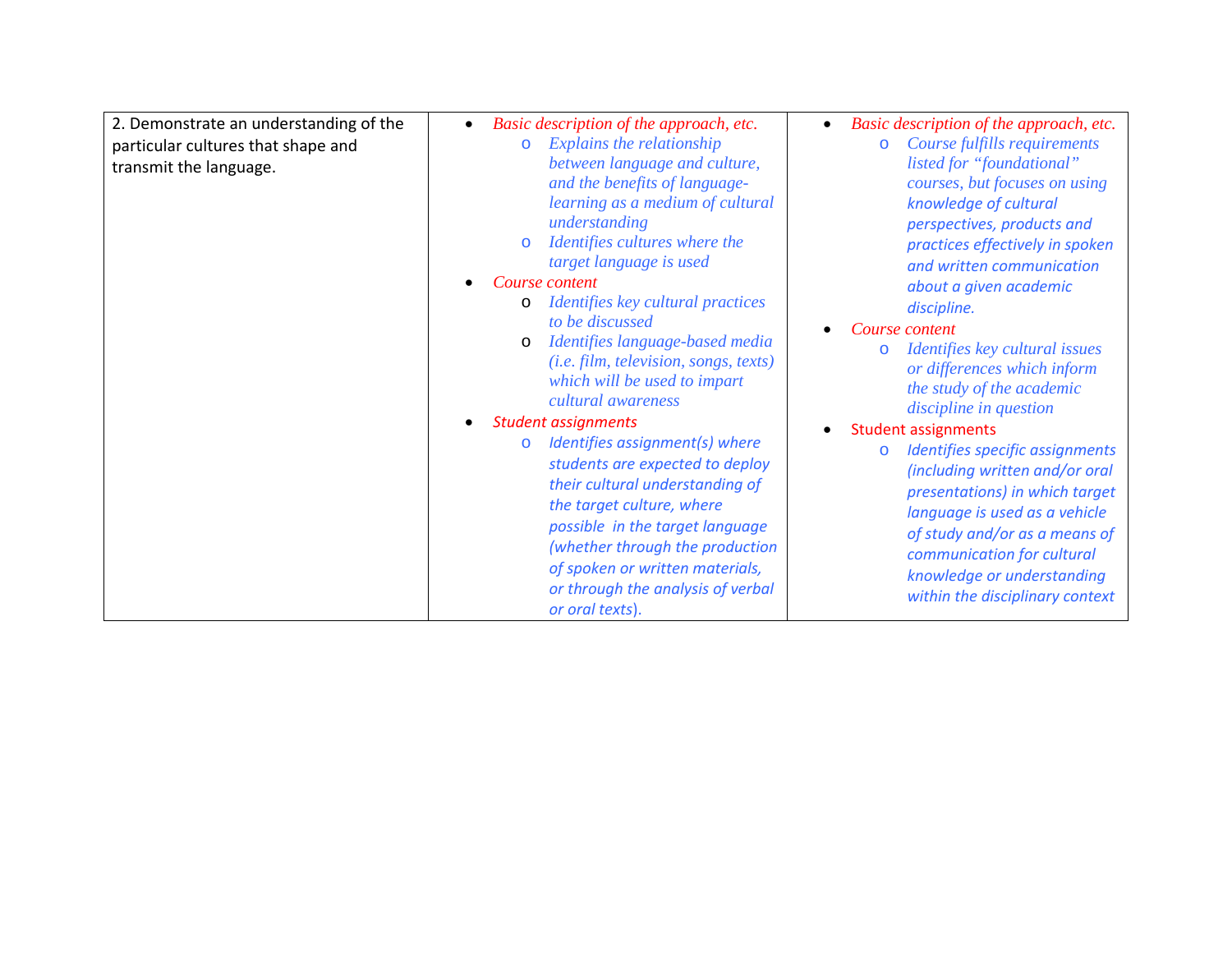| | | |
|---|---|---|
| 2. Demonstrate an understanding of the particular cultures that shape and transmit the language. | • *Basic description of the approach, etc.*<br>  o *Explains the relationship between language and culture, and the benefits of language-learning as a medium of cultural understanding*<br>  o *Identifies cultures where the target language is used*<br>• *Course content*<br>  o *Identifies key cultural practices to be discussed*<br>  o *Identifies language-based media (i.e. film, television, songs, texts) which will be used to impart cultural awareness*<br>• *Student assignments*<br>  o *Identifies assignment(s) where students are expected to deploy their cultural understanding of the target culture, where possible in the target language (whether through the production of spoken or written materials, or through the analysis of verbal or oral texts).* | • *Basic description of the approach, etc.*<br>  o *Course fulfills requirements listed for "foundational" courses, but focuses on using knowledge of cultural perspectives, products and practices effectively in spoken and written communication about a given academic discipline.*<br>• *Course content*<br>  o *Identifies key cultural issues or differences which inform the study of the academic discipline in question*<br>• Student assignments<br>  o *Identifies specific assignments (including written and/or oral presentations) in which target language is used as a vehicle of study and/or as a means of communication for cultural knowledge or understanding within the disciplinary context* |